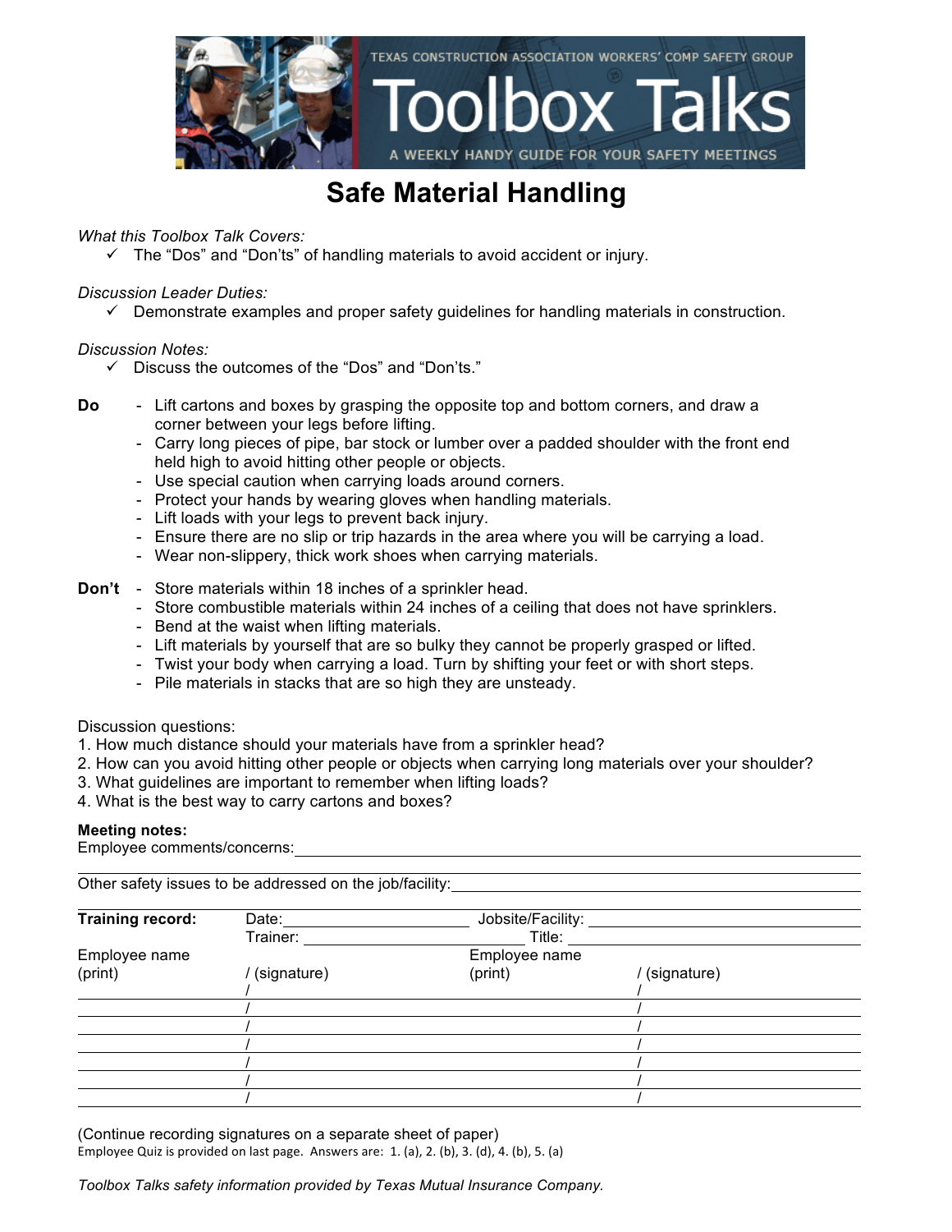TEXAS CONSTRUCTION ASSOCIATION WORKERS' COMP SAFETY GROUP

# Toolbox Talks

A WEEKLY HANDY GUIDE FOR YOUR SAFETY MEETINGS

## Safe Material Handling

*What this Toolbox Talk Covers:*

- ✓ The "Dos" and "Don'ts" of handling materials to avoid accident or injury.

*Discussion Leader Duties:*

- ✓ Demonstrate examples and proper safety guidelines for handling materials in construction.

*Discussion Notes:*

- ✓ Discuss the outcomes of the "Dos" and "Don'ts."

**Do**

- Lift cartons and boxes by grasping the opposite top and bottom corners, and draw a corner between your legs before lifting.
- Carry long pieces of pipe, bar stock or lumber over a padded shoulder with the front end held high to avoid hitting other people or objects.
- Use special caution when carrying loads around corners.
- Protect your hands by wearing gloves when handling materials.
- Lift loads with your legs to prevent back injury.
- Ensure there are no slip or trip hazards in the area where you will be carrying a load.
- Wear non-slippery, thick work shoes when carrying materials.

**Don't**

- Store materials within 18 inches of a sprinkler head.
- Store combustible materials within 24 inches of a ceiling that does not have sprinklers.
- Bend at the waist when lifting materials.
- Lift materials by yourself that are so bulky they cannot be properly grasped or lifted.
- Twist your body when carrying a load. Turn by shifting your feet or with short steps.
- Pile materials in stacks that are so high they are unsteady.

Discussion questions:

1. How much distance should your materials have from a sprinkler head?
2. How can you avoid hitting other people or objects when carrying long materials over your shoulder?
3. What guidelines are important to remember when lifting loads?
4. What is the best way to carry cartons and boxes?

**Meeting notes:**

Employee comments/concerns: \_\_\_\_\_\_\_\_\_\_\_\_\_\_\_\_\_\_\_\_\_\_\_\_\_\_\_\_\_\_

Other safety issues to be addressed on the job/facility: \_\_\_\_\_\_\_\_\_\_\_\_\_\_\_\_\_\_\_\_\_\_\_\_\_\_\_\_\_\_

**Training record:** Date: \_\_\_\_\_\_\_\_\_\_\_\_ Jobsite/Facility: \_\_\_\_\_\_\_\_\_\_\_\_

Trainer: \_\_\_\_\_\_\_\_\_\_\_\_ Title: \_\_\_\_\_\_\_\_\_\_\_\_

| Employee name (print) | / (signature) | Employee name (print) | / (signature) |
|---|---|---|---|
| | / | | / |
| | / | | / |
| | / | | / |
| | / | | / |
| | / | | / |
| | / | | / |
| | / | | / |

(Continue recording signatures on a separate sheet of paper)

Employee Quiz is provided on last page. Answers are: 1. (a), 2. (b), 3. (d), 4. (b), 5. (a)

*Toolbox Talks safety information provided by Texas Mutual Insurance Company.*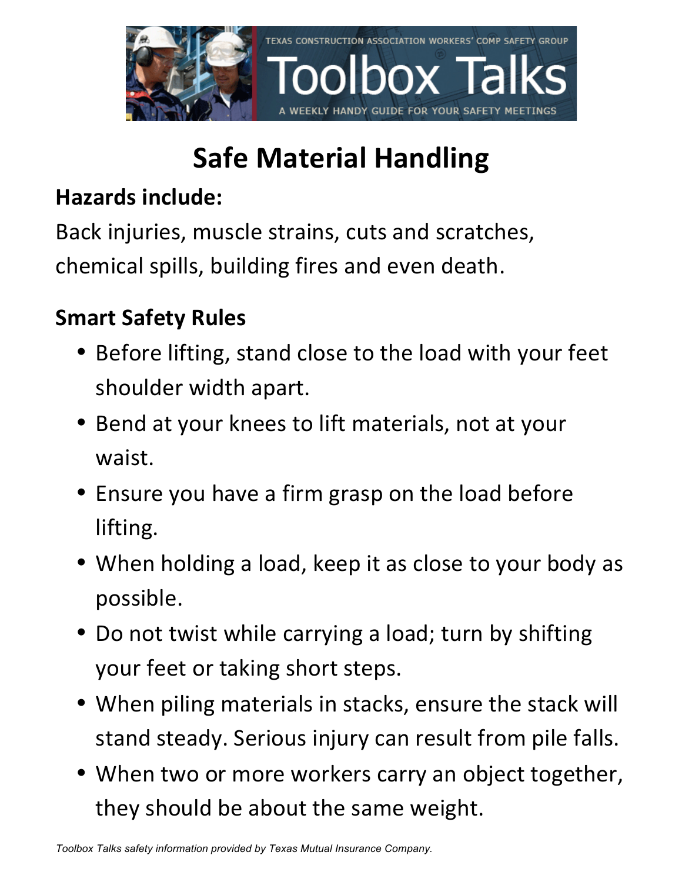TEXAS CONSTRUCTION ASSOCIATION WORKERS' COMP SAFETY GROUP

# Toolbox Talks

A WEEKLY HANDY GUIDE FOR YOUR SAFETY MEETINGS

## Safe Material Handling

**Hazards include:**

Back injuries, muscle strains, cuts and scratches, chemical spills, building fires and even death.

**Smart Safety Rules**

- Before lifting, stand close to the load with your feet shoulder width apart.
- Bend at your knees to lift materials, not at your waist.
- Ensure you have a firm grasp on the load before lifting.
- When holding a load, keep it as close to your body as possible.
- Do not twist while carrying a load; turn by shifting your feet or taking short steps.
- When piling materials in stacks, ensure the stack will stand steady. Serious injury can result from pile falls.
- When two or more workers carry an object together, they should be about the same weight.

*Toolbox Talks safety information provided by Texas Mutual Insurance Company.*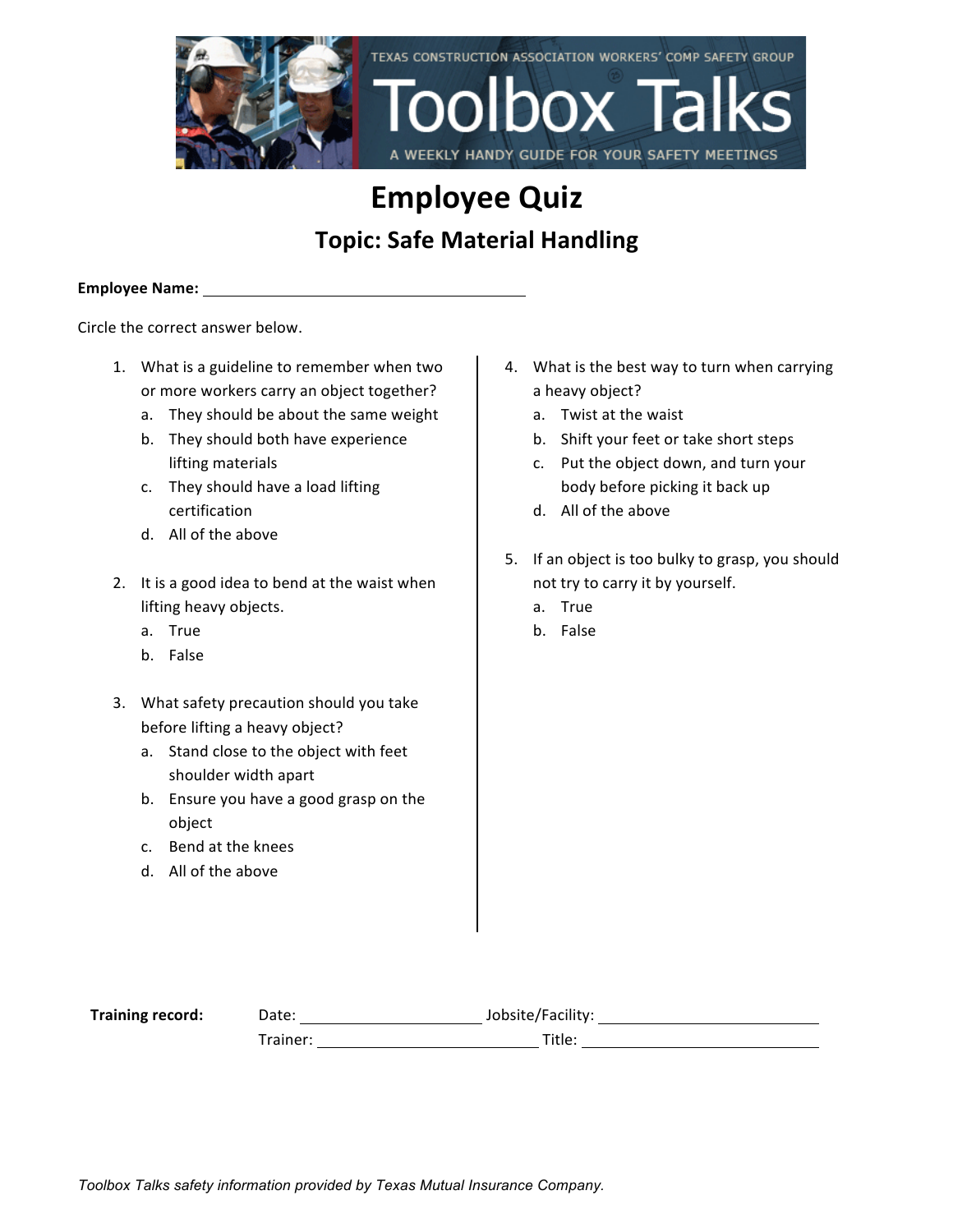TEXAS CONSTRUCTION ASSOCIATION WORKERS' COMP SAFETY GROUP

Toolbox Talks

A WEEKLY HANDY GUIDE FOR YOUR SAFETY MEETINGS

# Employee Quiz

## Topic: Safe Material Handling

**Employee Name:** ____________________________________

Circle the correct answer below.

1. What is a guideline to remember when two or more workers carry an object together?
   a. They should be about the same weight
   b. They should both have experience lifting materials
   c. They should have a load lifting certification
   d. All of the above

2. It is a good idea to bend at the waist when lifting heavy objects.
   a. True
   b. False

3. What safety precaution should you take before lifting a heavy object?
   a. Stand close to the object with feet shoulder width apart
   b. Ensure you have a good grasp on the object
   c. Bend at the knees
   d. All of the above

4. What is the best way to turn when carrying a heavy object?
   a. Twist at the waist
   b. Shift your feet or take short steps
   c. Put the object down, and turn your body before picking it back up
   d. All of the above

5. If an object is too bulky to grasp, you should not try to carry it by yourself.
   a. True
   b. False

**Training record:** Date: ____________________ Jobsite/Facility: ____________________

Trainer: ____________________ Title: ____________________

*Toolbox Talks safety information provided by Texas Mutual Insurance Company.*